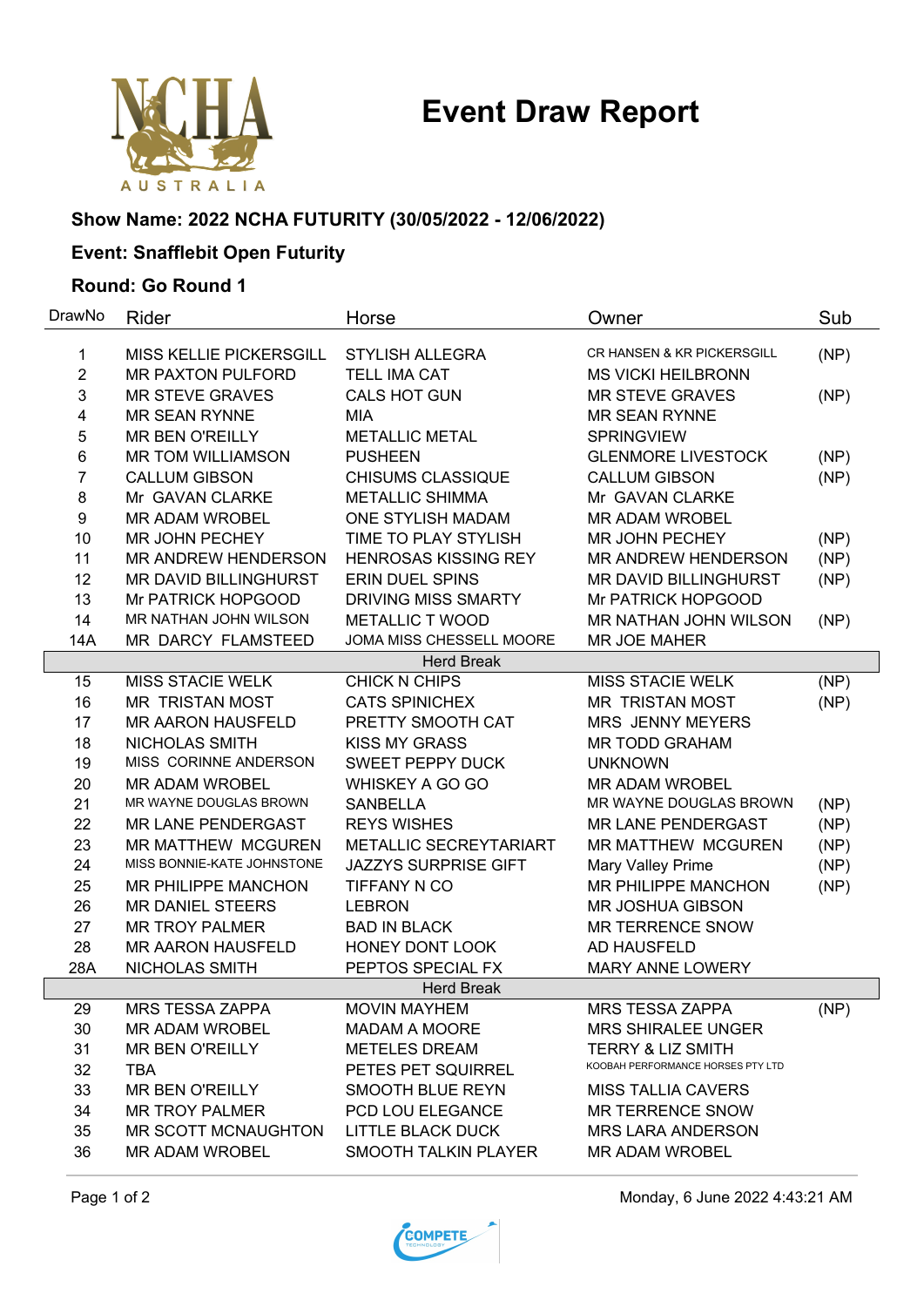# Event Draw Report

### Show Name: 2022 NCHA FUTURITY (30/05/2022 - 12/06/2022)

### Event: Snafflebit Open Futurity

### Round: Go Round 1

| DrawNo | Rider | Horse | Owner | Sub |
|---|---|---|---|---|
| 1 | MISS KELLIE PICKERSGILL | STYLISH ALLEGRA | CR HANSEN & KR PICKERSGILL | (NP) |
| 2 | MR PAXTON PULFORD | TELL IMA CAT | MS VICKI HEILBRONN | |
| 3 | MR STEVE GRAVES | CALS HOT GUN | MR STEVE GRAVES | (NP) |
| 4 | MR SEAN RYNNE | MIA | MR SEAN RYNNE | |
| 5 | MR BEN O'REILLY | METALLIC METAL | SPRINGVIEW | |
| 6 | MR TOM WILLIAMSON | PUSHEEN | GLENMORE LIVESTOCK | (NP) |
| 7 | CALLUM GIBSON | CHISUMS CLASSIQUE | CALLUM GIBSON | (NP) |
| 8 | Mr GAVAN CLARKE | METALLIC SHIMMA | Mr GAVAN CLARKE | |
| 9 | MR ADAM WROBEL | ONE STYLISH MADAM | MR ADAM WROBEL | |
| 10 | MR JOHN PECHEY | TIME TO PLAY STYLISH | MR JOHN PECHEY | (NP) |
| 11 | MR ANDREW HENDERSON | HENROSAS KISSING REY | MR ANDREW HENDERSON | (NP) |
| 12 | MR DAVID BILLINGHURST | ERIN DUEL SPINS | MR DAVID BILLINGHURST | (NP) |
| 13 | Mr PATRICK HOPGOOD | DRIVING MISS SMARTY | Mr PATRICK HOPGOOD | |
| 14 | MR NATHAN JOHN WILSON | METALLIC T WOOD | MR NATHAN JOHN WILSON | (NP) |
| 14A | MR DARCY FLAMSTEED | JOMA MISS CHESSELL MOORE | MR JOE MAHER | |
| | | Herd Break | | |
| 15 | MISS STACIE WELK | CHICK N CHIPS | MISS STACIE WELK | (NP) |
| 16 | MR TRISTAN MOST | CATS SPINICHEX | MR TRISTAN MOST | (NP) |
| 17 | MR AARON HAUSFELD | PRETTY SMOOTH CAT | MRS JENNY MEYERS | |
| 18 | NICHOLAS SMITH | KISS MY GRASS | MR TODD GRAHAM | |
| 19 | MISS CORINNE ANDERSON | SWEET PEPPY DUCK | UNKNOWN | |
| 20 | MR ADAM WROBEL | WHISKEY A GO GO | MR ADAM WROBEL | |
| 21 | MR WAYNE DOUGLAS BROWN | SANBELLA | MR WAYNE DOUGLAS BROWN | (NP) |
| 22 | MR LANE PENDERGAST | REYS WISHES | MR LANE PENDERGAST | (NP) |
| 23 | MR MATTHEW MCGUREN | METALLIC SECREYTARIART | MR MATTHEW MCGUREN | (NP) |
| 24 | MISS BONNIE-KATE JOHNSTONE | JAZZYS SURPRISE GIFT | Mary Valley Prime | (NP) |
| 25 | MR PHILIPPE MANCHON | TIFFANY N CO | MR PHILIPPE MANCHON | (NP) |
| 26 | MR DANIEL STEERS | LEBRON | MR JOSHUA GIBSON | |
| 27 | MR TROY PALMER | BAD IN BLACK | MR TERRENCE SNOW | |
| 28 | MR AARON HAUSFELD | HONEY DONT LOOK | AD HAUSFELD | |
| 28A | NICHOLAS SMITH | PEPTOS SPECIAL FX | MARY ANNE LOWERY | |
| | | Herd Break | | |
| 29 | MRS TESSA ZAPPA | MOVIN MAYHEM | MRS TESSA ZAPPA | (NP) |
| 30 | MR ADAM WROBEL | MADAM A MOORE | MRS SHIRALEE UNGER | |
| 31 | MR BEN O'REILLY | METELES DREAM | TERRY & LIZ SMITH | |
| 32 | TBA | PETES PET SQUIRREL | KOOBAH PERFORMANCE HORSES PTY LTD | |
| 33 | MR BEN O'REILLY | SMOOTH BLUE REYN | MISS TALLIA CAVERS | |
| 34 | MR TROY PALMER | PCD LOU ELEGANCE | MR TERRENCE SNOW | |
| 35 | MR SCOTT MCNAUGHTON | LITTLE BLACK DUCK | MRS LARA ANDERSON | |
| 36 | MR ADAM WROBEL | SMOOTH TALKIN PLAYER | MR ADAM WROBEL | |

Monday, 6 June 2022 4:43:21 AM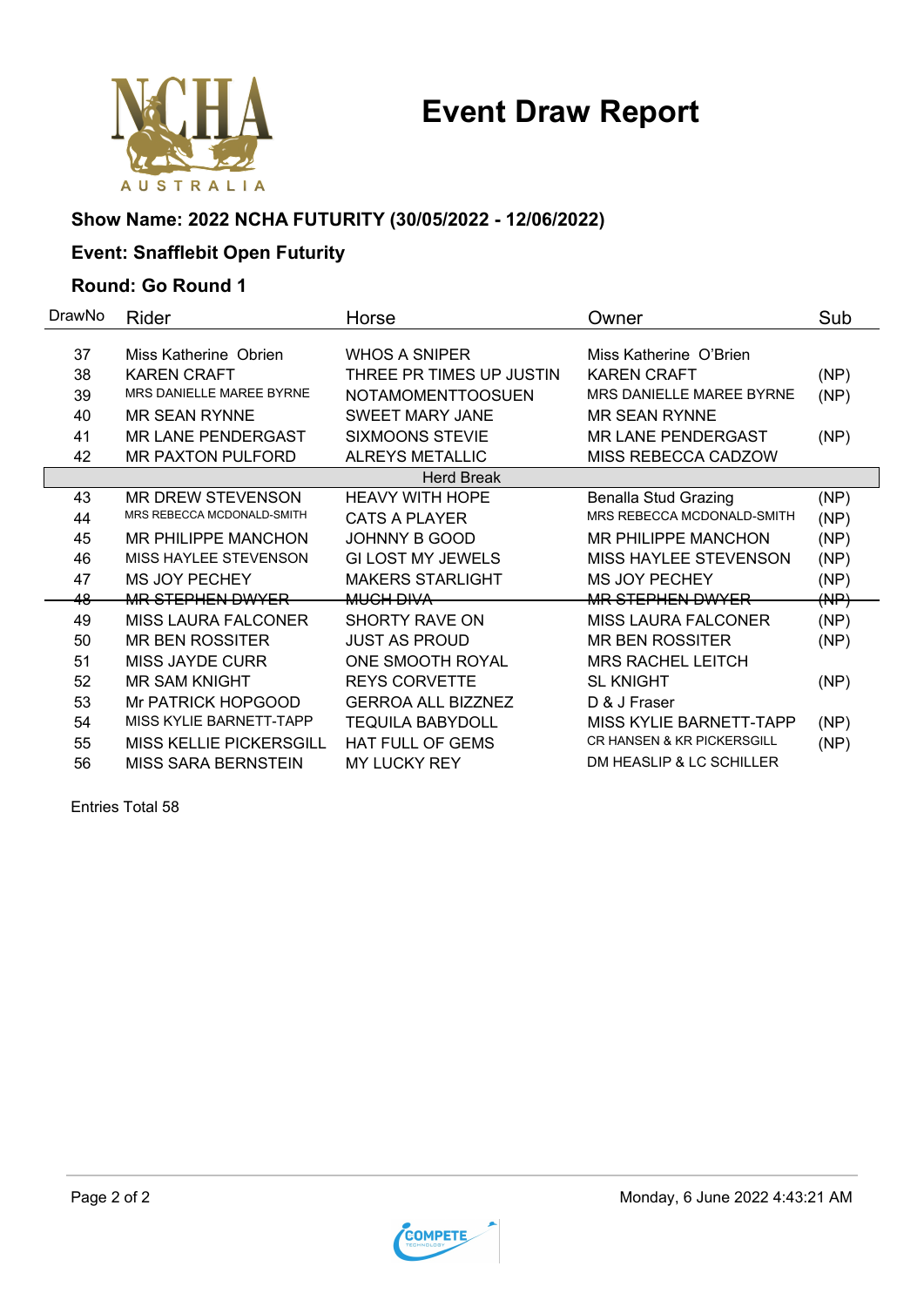# Event Draw Report

**Show Name: 2022 NCHA FUTURITY (30/05/2022 - 12/06/2022)**

**Event: Snafflebit Open Futurity**

**Round: Go Round 1**

| DrawNo | Rider | Horse | Owner | Sub |
|---|---|---|---|---|
| 37 | Miss Katherine Obrien | WHOS A SNIPER | Miss Katherine O'Brien | |
| 38 | KAREN CRAFT | THREE PR TIMES UP JUSTIN | KAREN CRAFT | (NP) |
| 39 | MRS DANIELLE MAREE BYRNE | NOTAMOMENTTOOSUEN | MRS DANIELLE MAREE BYRNE | (NP) |
| 40 | MR SEAN RYNNE | SWEET MARY JANE | MR SEAN RYNNE | |
| 41 | MR LANE PENDERGAST | SIXMOONS STEVIE | MR LANE PENDERGAST | (NP) |
| 42 | MR PAXTON PULFORD | ALREYS METALLIC | MISS REBECCA CADZOW | |
| | | Herd Break | | |
| 43 | MR DREW STEVENSON | HEAVY WITH HOPE | Benalla Stud Grazing | (NP) |
| 44 | MRS REBECCA MCDONALD-SMITH | CATS A PLAYER | MRS REBECCA MCDONALD-SMITH | (NP) |
| 45 | MR PHILIPPE MANCHON | JOHNNY B GOOD | MR PHILIPPE MANCHON | (NP) |
| 46 | MISS HAYLEE STEVENSON | GI LOST MY JEWELS | MISS HAYLEE STEVENSON | (NP) |
| 47 | MS JOY PECHEY | MAKERS STARLIGHT | MS JOY PECHEY | (NP) |
| ~~48~~ | ~~MR STEPHEN DWYER~~ | ~~MUCH DIVA~~ | ~~MR STEPHEN DWYER~~ | ~~(NP)~~ |
| 49 | MISS LAURA FALCONER | SHORTY RAVE ON | MISS LAURA FALCONER | (NP) |
| 50 | MR BEN ROSSITER | JUST AS PROUD | MR BEN ROSSITER | (NP) |
| 51 | MISS JAYDE CURR | ONE SMOOTH ROYAL | MRS RACHEL LEITCH | |
| 52 | MR SAM KNIGHT | REYS CORVETTE | SL KNIGHT | (NP) |
| 53 | Mr PATRICK HOPGOOD | GERROA ALL BIZZNEZ | D & J Fraser | |
| 54 | MISS KYLIE BARNETT-TAPP | TEQUILA BABYDOLL | MISS KYLIE BARNETT-TAPP | (NP) |
| 55 | MISS KELLIE PICKERSGILL | HAT FULL OF GEMS | CR HANSEN & KR PICKERSGILL | (NP) |
| 56 | MISS SARA BERNSTEIN | MY LUCKY REY | DM HEASLIP & LC SCHILLER | |

Entries Total 58

Monday, 6 June 2022 4:43:21 AM